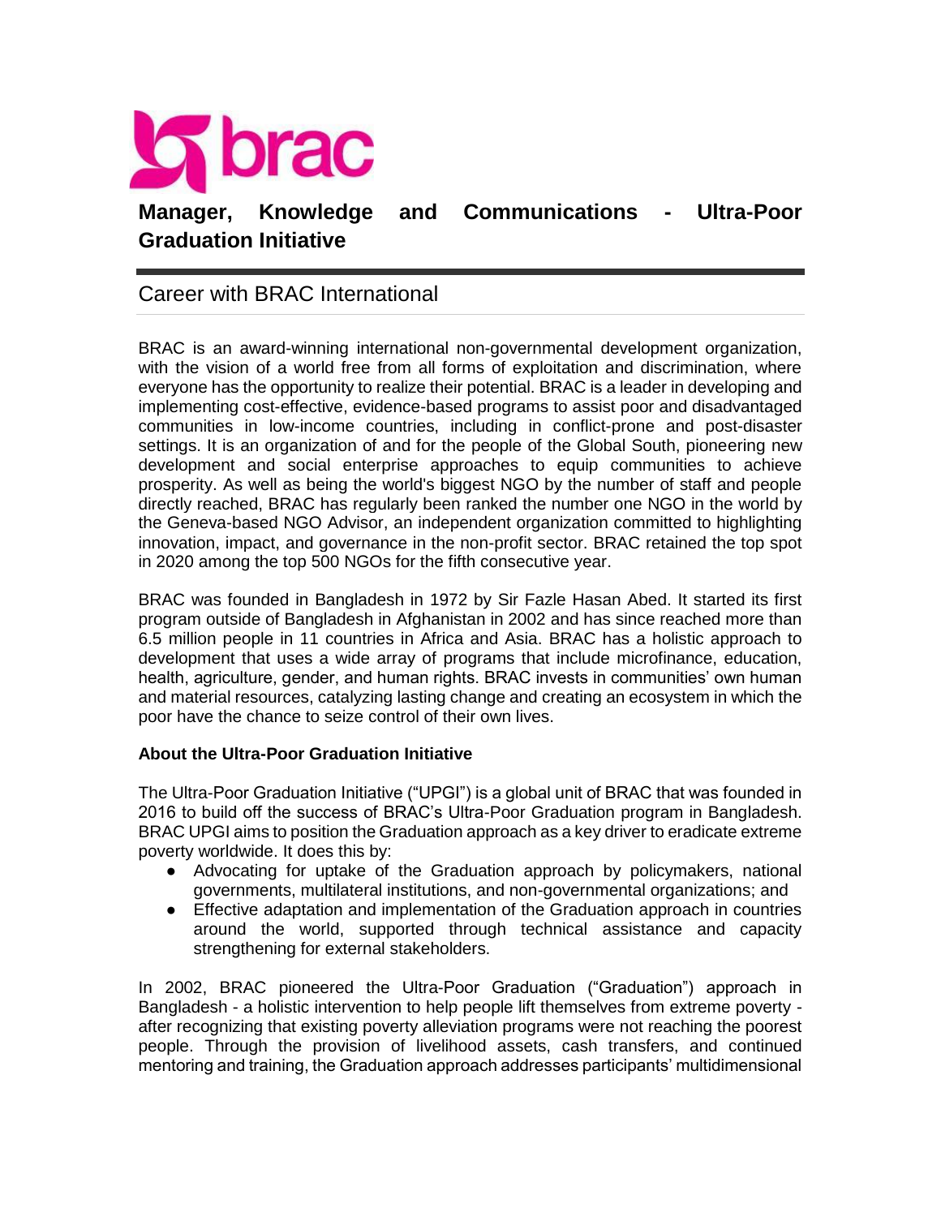brac

# Manager, Knowledge and Communications - Ultra-Poor Graduation Initiative

## Career with BRAC International

BRAC is an award-winning international non-governmental development organization, with the vision of a world free from all forms of exploitation and discrimination, where everyone has the opportunity to realize their potential. BRAC is a leader in developing and implementing cost-effective, evidence-based programs to assist poor and disadvantaged communities in low-income countries, including in conflict-prone and post-disaster settings. It is an organization of and for the people of the Global South, pioneering new development and social enterprise approaches to equip communities to achieve prosperity. As well as being the world's biggest NGO by the number of staff and people directly reached, BRAC has regularly been ranked the number one NGO in the world by the Geneva-based NGO Advisor, an independent organization committed to highlighting innovation, impact, and governance in the non-profit sector. BRAC retained the top spot in 2020 among the top 500 NGOs for the fifth consecutive year.

BRAC was founded in Bangladesh in 1972 by Sir Fazle Hasan Abed. It started its first program outside of Bangladesh in Afghanistan in 2002 and has since reached more than 6.5 million people in 11 countries in Africa and Asia. BRAC has a holistic approach to development that uses a wide array of programs that include microfinance, education, health, agriculture, gender, and human rights. BRAC invests in communities' own human and material resources, catalyzing lasting change and creating an ecosystem in which the poor have the chance to seize control of their own lives.

**About the Ultra-Poor Graduation Initiative**

The Ultra-Poor Graduation Initiative ("UPGI") is a global unit of BRAC that was founded in 2016 to build off the success of BRAC's Ultra-Poor Graduation program in Bangladesh. BRAC UPGI aims to position the Graduation approach as a key driver to eradicate extreme poverty worldwide. It does this by:

- Advocating for uptake of the Graduation approach by policymakers, national governments, multilateral institutions, and non-governmental organizations; and
- Effective adaptation and implementation of the Graduation approach in countries around the world, supported through technical assistance and capacity strengthening for external stakeholders.

In 2002, BRAC pioneered the Ultra-Poor Graduation ("Graduation") approach in Bangladesh - a holistic intervention to help people lift themselves from extreme poverty - after recognizing that existing poverty alleviation programs were not reaching the poorest people. Through the provision of livelihood assets, cash transfers, and continued mentoring and training, the Graduation approach addresses participants' multidimensional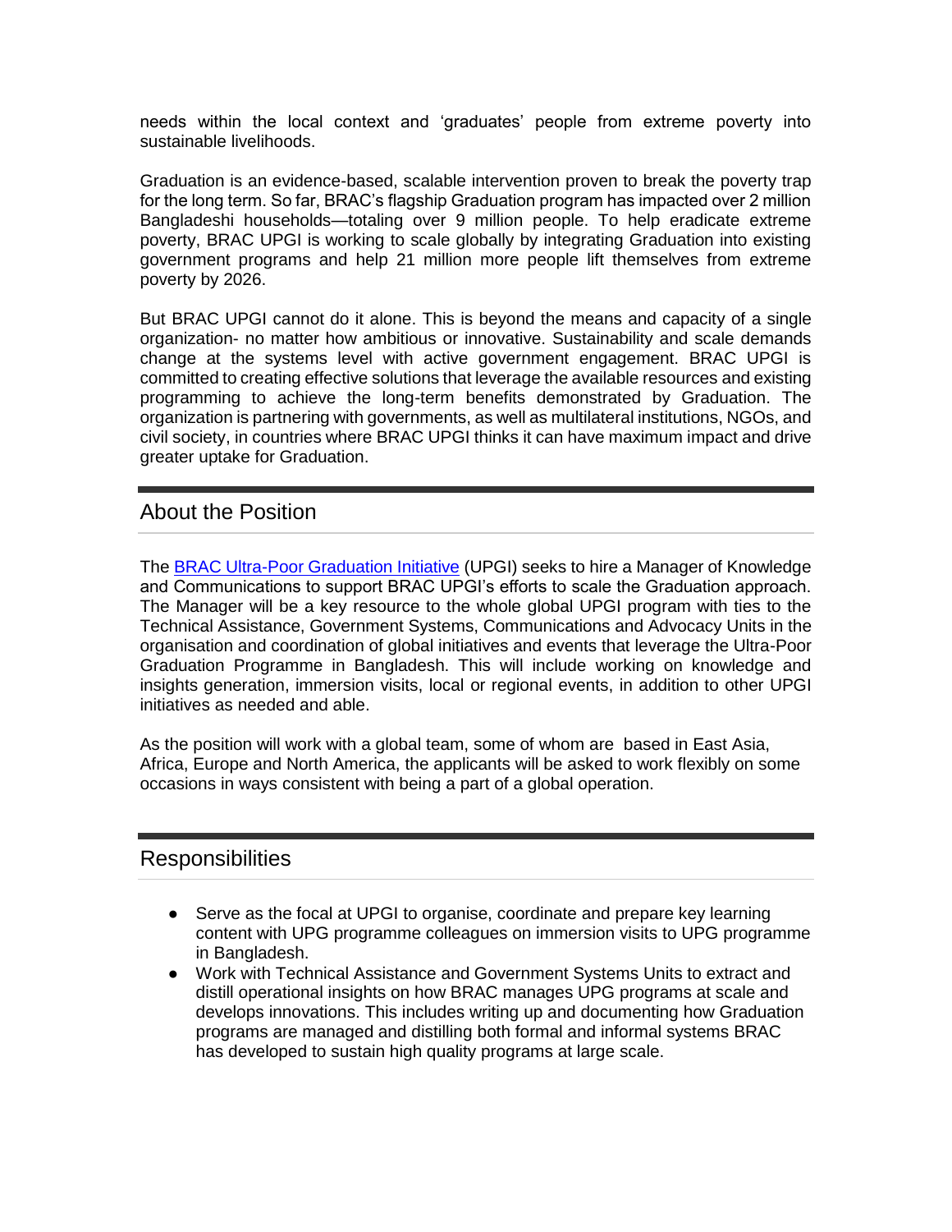needs within the local context and 'graduates' people from extreme poverty into sustainable livelihoods.

Graduation is an evidence-based, scalable intervention proven to break the poverty trap for the long term. So far, BRAC's flagship Graduation program has impacted over 2 million Bangladeshi households—totaling over 9 million people. To help eradicate extreme poverty, BRAC UPGI is working to scale globally by integrating Graduation into existing government programs and help 21 million more people lift themselves from extreme poverty by 2026.

But BRAC UPGI cannot do it alone. This is beyond the means and capacity of a single organization- no matter how ambitious or innovative. Sustainability and scale demands change at the systems level with active government engagement. BRAC UPGI is committed to creating effective solutions that leverage the available resources and existing programming to achieve the long-term benefits demonstrated by Graduation. The organization is partnering with governments, as well as multilateral institutions, NGOs, and civil society, in countries where BRAC UPGI thinks it can have maximum impact and drive greater uptake for Graduation.

## About the Position

The [BRAC Ultra-Poor Graduation Initiative](#) (UPGI) seeks to hire a Manager of Knowledge and Communications to support BRAC UPGI's efforts to scale the Graduation approach. The Manager will be a key resource to the whole global UPGI program with ties to the Technical Assistance, Government Systems, Communications and Advocacy Units in the organisation and coordination of global initiatives and events that leverage the Ultra-Poor Graduation Programme in Bangladesh. This will include working on knowledge and insights generation, immersion visits, local or regional events, in addition to other UPGI initiatives as needed and able.

As the position will work with a global team, some of whom are based in East Asia, Africa, Europe and North America, the applicants will be asked to work flexibly on some occasions in ways consistent with being a part of a global operation.

## Responsibilities

- Serve as the focal at UPGI to organise, coordinate and prepare key learning content with UPG programme colleagues on immersion visits to UPG programme in Bangladesh.
- Work with Technical Assistance and Government Systems Units to extract and distill operational insights on how BRAC manages UPG programs at scale and develops innovations. This includes writing up and documenting how Graduation programs are managed and distilling both formal and informal systems BRAC has developed to sustain high quality programs at large scale.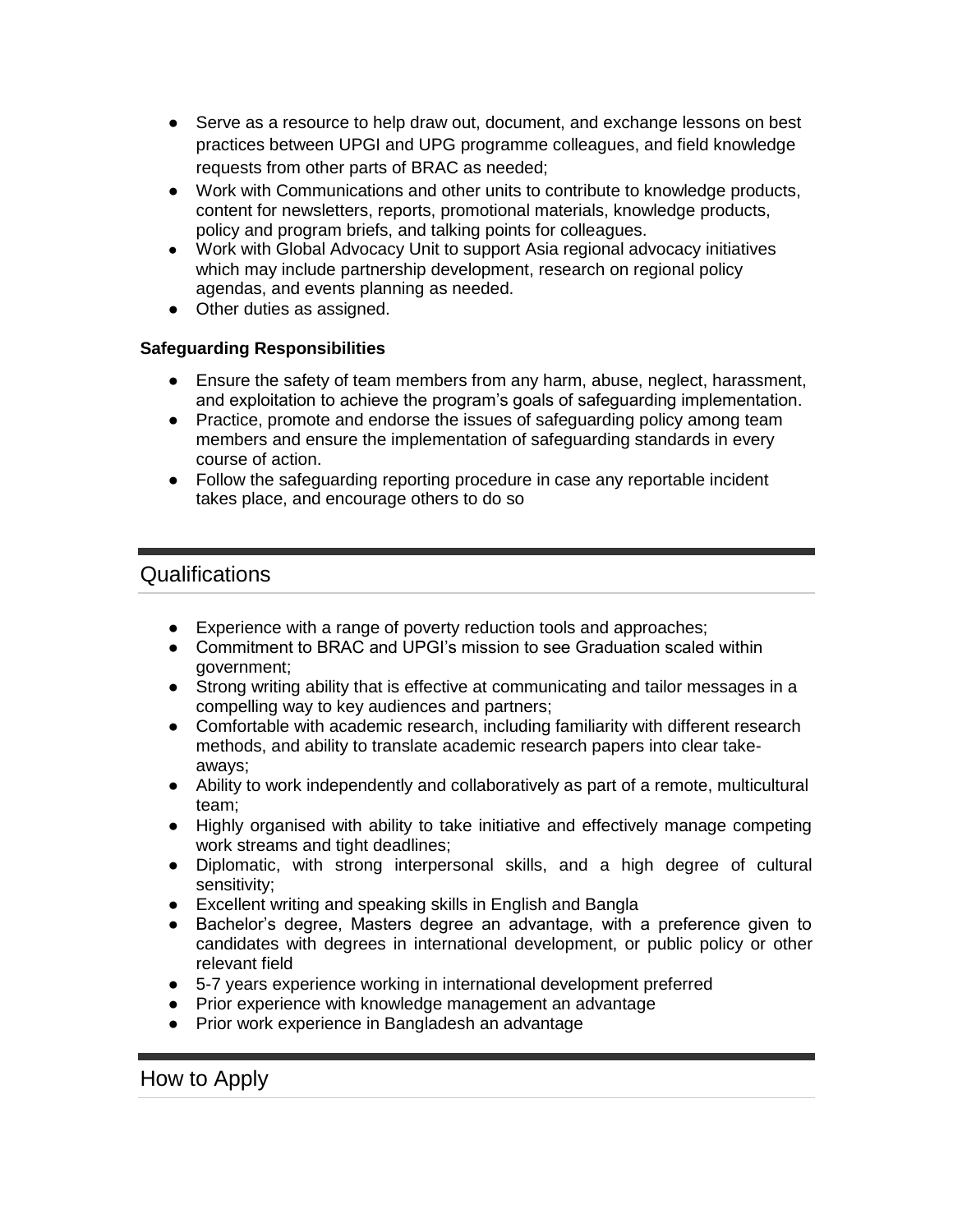- Serve as a resource to help draw out, document, and exchange lessons on best practices between UPGI and UPG programme colleagues, and field knowledge requests from other parts of BRAC as needed;
- Work with Communications and other units to contribute to knowledge products, content for newsletters, reports, promotional materials, knowledge products, policy and program briefs, and talking points for colleagues.
- Work with Global Advocacy Unit to support Asia regional advocacy initiatives which may include partnership development, research on regional policy agendas, and events planning as needed.
- Other duties as assigned.

**Safeguarding Responsibilities**

- Ensure the safety of team members from any harm, abuse, neglect, harassment, and exploitation to achieve the program's goals of safeguarding implementation.
- Practice, promote and endorse the issues of safeguarding policy among team members and ensure the implementation of safeguarding standards in every course of action.
- Follow the safeguarding reporting procedure in case any reportable incident takes place, and encourage others to do so

## Qualifications

- Experience with a range of poverty reduction tools and approaches;
- Commitment to BRAC and UPGI's mission to see Graduation scaled within government;
- Strong writing ability that is effective at communicating and tailor messages in a compelling way to key audiences and partners;
- Comfortable with academic research, including familiarity with different research methods, and ability to translate academic research papers into clear take-aways;
- Ability to work independently and collaboratively as part of a remote, multicultural team;
- Highly organised with ability to take initiative and effectively manage competing work streams and tight deadlines;
- Diplomatic, with strong interpersonal skills, and a high degree of cultural sensitivity;
- Excellent writing and speaking skills in English and Bangla
- Bachelor's degree, Masters degree an advantage, with a preference given to candidates with degrees in international development, or public policy or other relevant field
- 5-7 years experience working in international development preferred
- Prior experience with knowledge management an advantage
- Prior work experience in Bangladesh an advantage

## How to Apply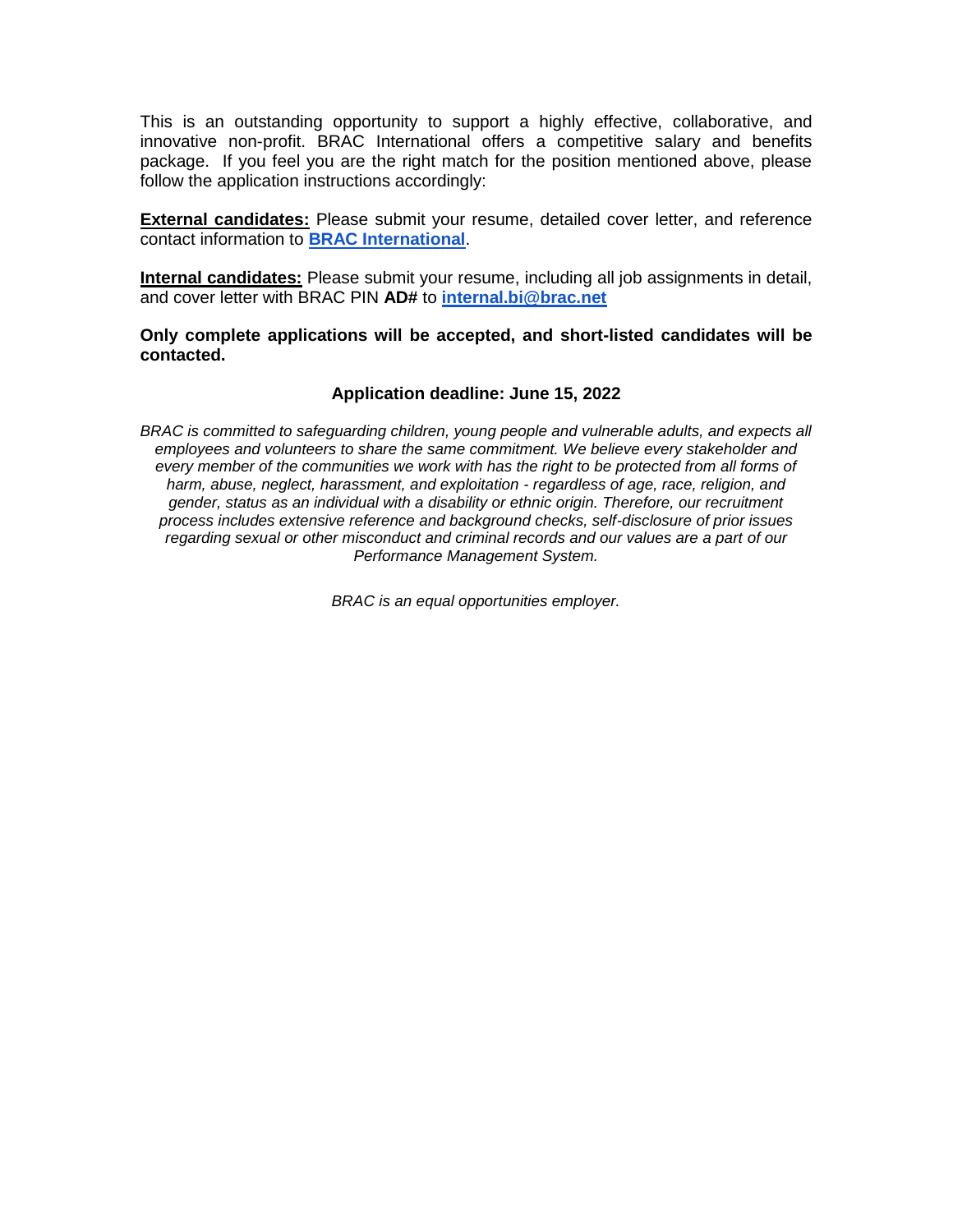This is an outstanding opportunity to support a highly effective, collaborative, and innovative non-profit. BRAC International offers a competitive salary and benefits package. If you feel you are the right match for the position mentioned above, please follow the application instructions accordingly:

**External candidates:** Please submit your resume, detailed cover letter, and reference contact information to **BRAC International**.

**Internal candidates:** Please submit your resume, including all job assignments in detail, and cover letter with BRAC PIN **AD#** to **internal.bi@brac.net**

**Only complete applications will be accepted, and short-listed candidates will be contacted.**

**Application deadline: June 15, 2022**

*BRAC is committed to safeguarding children, young people and vulnerable adults, and expects all employees and volunteers to share the same commitment. We believe every stakeholder and every member of the communities we work with has the right to be protected from all forms of harm, abuse, neglect, harassment, and exploitation - regardless of age, race, religion, and gender, status as an individual with a disability or ethnic origin. Therefore, our recruitment process includes extensive reference and background checks, self-disclosure of prior issues regarding sexual or other misconduct and criminal records and our values are a part of our Performance Management System.*

*BRAC is an equal opportunities employer.*